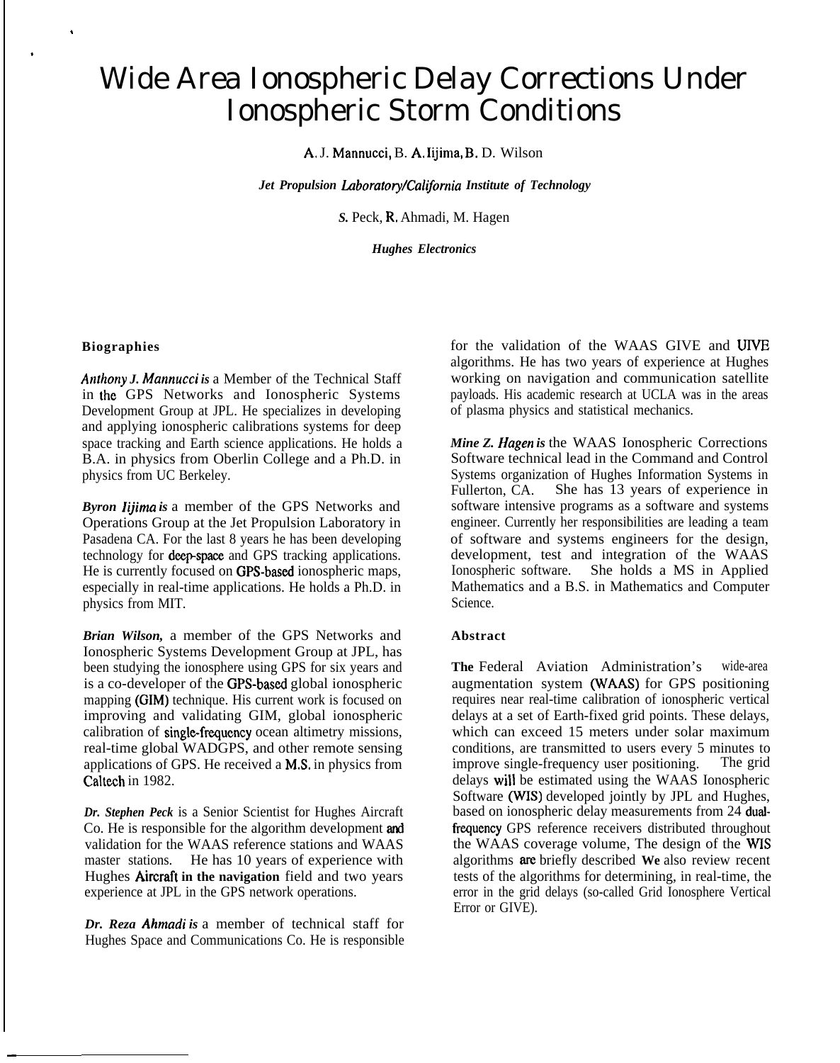# Wide Area Ionospheric Delay Corrections Under Ionospheric Storm Conditions

A. J. Mannucci, B. A. Iijima, B. D. Wilson

***Jet Propulsion Laboratory/California Institute of Technology***

S. Peck, R. Ahmadi, M. Hagen

***Hughes Electronics***

## Biographies

***Anthony J. Mannucci*** is a Member of the Technical Staff in the GPS Networks and Ionospheric Systems Development Group at JPL. He specializes in developing and applying ionospheric calibrations systems for deep space tracking and Earth science applications. He holds a B.A. in physics from Oberlin College and a Ph.D. in physics from UC Berkeley.

***Byron Iijima*** is a member of the GPS Networks and Operations Group at the Jet Propulsion Laboratory in Pasadena CA. For the last 8 years he has been developing technology for deep-space and GPS tracking applications. He is currently focused on GPS-based ionospheric maps, especially in real-time applications. He holds a Ph.D. in physics from MIT.

***Brian Wilson,*** a member of the GPS Networks and Ionospheric Systems Development Group at JPL, has been studying the ionosphere using GPS for six years and is a co-developer of the GPS-based global ionospheric mapping (GIM) technique. His current work is focused on improving and validating GIM, global ionospheric calibration of single-frequency ocean altimetry missions, real-time global WADGPS, and other remote sensing applications of GPS. He received a M.S. in physics from Caltech in 1982.

***Dr. Stephen Peck*** is a Senior Scientist for Hughes Aircraft Co. He is responsible for the algorithm development and validation for the WAAS reference stations and WAAS master stations. He has 10 years of experience with Hughes Aircraft in the navigation field and two years experience at JPL in the GPS network operations.

***Dr. Reza Ahmadi*** is a member of technical staff for Hughes Space and Communications Co. He is responsible for the validation of the WAAS GIVE and UIVE algorithms. He has two years of experience at Hughes working on navigation and communication satellite payloads. His academic research at UCLA was in the areas of plasma physics and statistical mechanics.

***Mine Z. Hagen*** is the WAAS Ionospheric Corrections Software technical lead in the Command and Control Systems organization of Hughes Information Systems in Fullerton, CA. She has 13 years of experience in software intensive programs as a software and systems engineer. Currently her responsibilities are leading a team of software and systems engineers for the design, development, test and integration of the WAAS Ionospheric software. She holds a MS in Applied Mathematics and a B.S. in Mathematics and Computer Science.

## Abstract

The Federal Aviation Administration's wide-area augmentation system (WAAS) for GPS positioning requires near real-time calibration of ionospheric vertical delays at a set of Earth-fixed grid points. These delays, which can exceed 15 meters under solar maximum conditions, are transmitted to users every 5 minutes to improve single-frequency user positioning. The grid delays will be estimated using the WAAS Ionospheric Software (WIS) developed jointly by JPL and Hughes, based on ionospheric delay measurements from 24 dual-frequency GPS reference receivers distributed throughout the WAAS coverage volume, The design of the WIS algorithms are briefly described We also review recent tests of the algorithms for determining, in real-time, the error in the grid delays (so-called Grid Ionosphere Vertical Error or GIVE).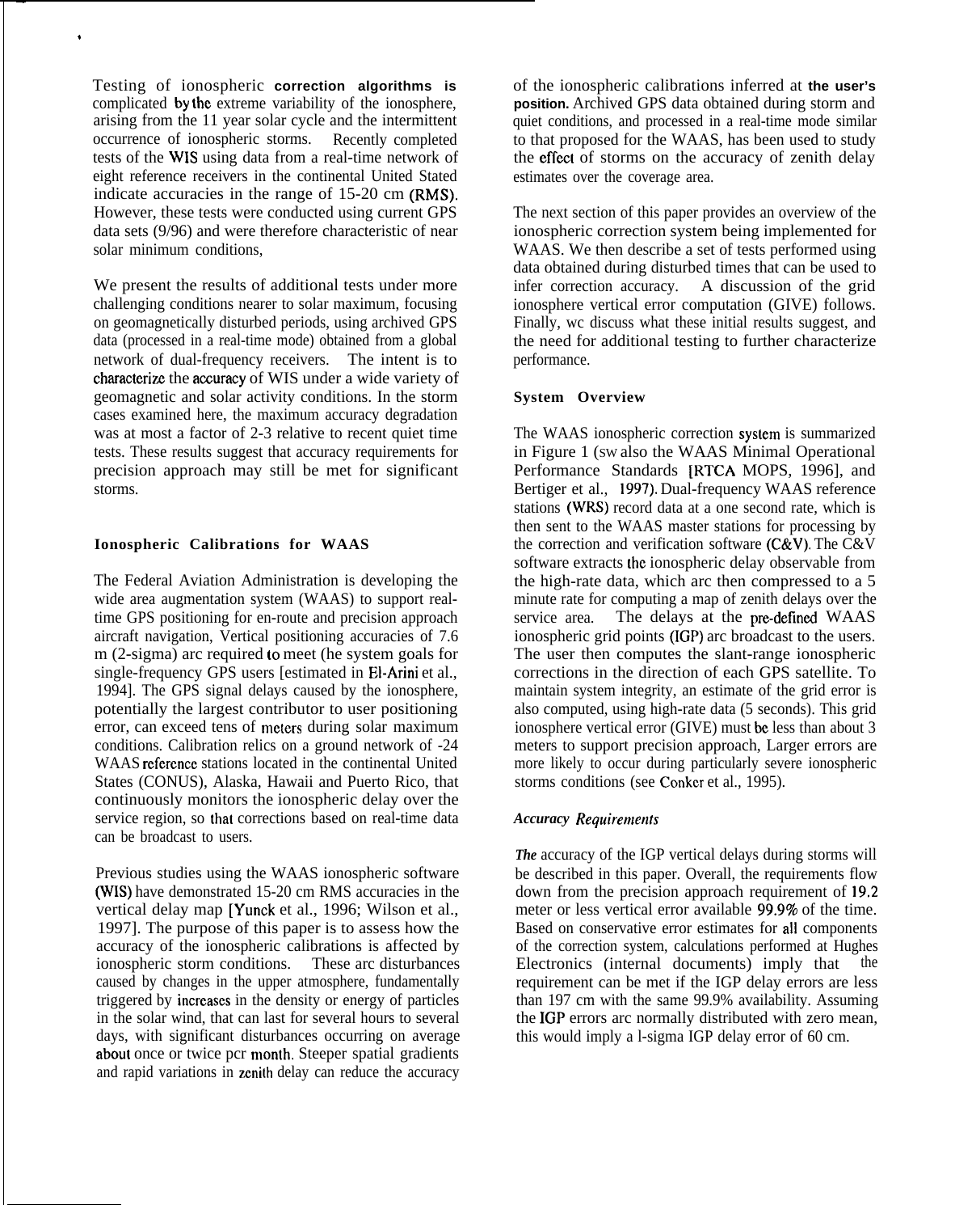Testing of ionospheric correction algorithms is complicated by the extreme variability of the ionosphere, arising from the 11 year solar cycle and the intermittent occurrence of ionospheric storms. Recently completed tests of the WIS using data from a real-time network of eight reference receivers in the continental United Stated indicate accuracies in the range of 15-20 cm (RMS). However, these tests were conducted using current GPS data sets (9/96) and were therefore characteristic of near solar minimum conditions,

We present the results of additional tests under more challenging conditions nearer to solar maximum, focusing on geomagnetically disturbed periods, using archived GPS data (processed in a real-time mode) obtained from a global network of dual-frequency receivers. The intent is to characterize the accuracy of WIS under a wide variety of geomagnetic and solar activity conditions. In the storm cases examined here, the maximum accuracy degradation was at most a factor of 2-3 relative to recent quiet time tests. These results suggest that accuracy requirements for precision approach may still be met for significant storms.

## Ionospheric Calibrations for WAAS

The Federal Aviation Administration is developing the wide area augmentation system (WAAS) to support real-time GPS positioning for en-route and precision approach aircraft navigation, Vertical positioning accuracies of 7.6 m (2-sigma) arc required to meet (he system goals for single-frequency GPS users [estimated in El-Arini et al., 1994]. The GPS signal delays caused by the ionosphere, potentially the largest contributor to user positioning error, can exceed tens of meters during solar maximum conditions. Calibration relics on a ground network of -24 WAAS reference stations located in the continental United States (CONUS), Alaska, Hawaii and Puerto Rico, that continuously monitors the ionospheric delay over the service region, so that corrections based on real-time data can be broadcast to users.

Previous studies using the WAAS ionospheric software (WIS) have demonstrated 15-20 cm RMS accuracies in the vertical delay map [Yunck et al., 1996; Wilson et al., 1997]. The purpose of this paper is to assess how the accuracy of the ionospheric calibrations is affected by ionospheric storm conditions. These arc disturbances caused by changes in the upper atmosphere, fundamentally triggered by increases in the density or energy of particles in the solar wind, that can last for several hours to several days, with significant disturbances occurring on average about once or twice pcr month. Steeper spatial gradients and rapid variations in zenith delay can reduce the accuracy of the ionospheric calibrations inferred at the user's position. Archived GPS data obtained during storm and quiet conditions, and processed in a real-time mode similar to that proposed for the WAAS, has been used to study the effect of storms on the accuracy of zenith delay estimates over the coverage area.

The next section of this paper provides an overview of the ionospheric correction system being implemented for WAAS. We then describe a set of tests performed using data obtained during disturbed times that can be used to infer correction accuracy. A discussion of the grid ionosphere vertical error computation (GIVE) follows. Finally, wc discuss what these initial results suggest, and the need for additional testing to further characterize performance.

## System Overview

The WAAS ionospheric correction system is summarized in Figure 1 (sw also the WAAS Minimal Operational Performance Standards [RTCA MOPS, 1996], and Bertiger et al., 1997). Dual-frequency WAAS reference stations (WRS) record data at a one second rate, which is then sent to the WAAS master stations for processing by the correction and verification software (C&V). The C&V software extracts the ionospheric delay observable from the high-rate data, which arc then compressed to a 5 minute rate for computing a map of zenith delays over the service area. The delays at the pre-defined WAAS ionospheric grid points (IGP) arc broadcast to the users. The user then computes the slant-range ionospheric corrections in the direction of each GPS satellite. To maintain system integrity, an estimate of the grid error is also computed, using high-rate data (5 seconds). This grid ionosphere vertical error (GIVE) must be less than about 3 meters to support precision approach, Larger errors are more likely to occur during particularly severe ionospheric storms conditions (see Conker et al., 1995).

### *Accuracy Requirements*

*The* accuracy of the IGP vertical delays during storms will be described in this paper. Overall, the requirements flow down from the precision approach requirement of 19.2 meter or less vertical error available 99.9% of the time. Based on conservative error estimates for all components of the correction system, calculations performed at Hughes Electronics (internal documents) imply that the requirement can be met if the IGP delay errors are less than 197 cm with the same 99.9% availability. Assuming the IGP errors arc normally distributed with zero mean, this would imply a l-sigma IGP delay error of 60 cm.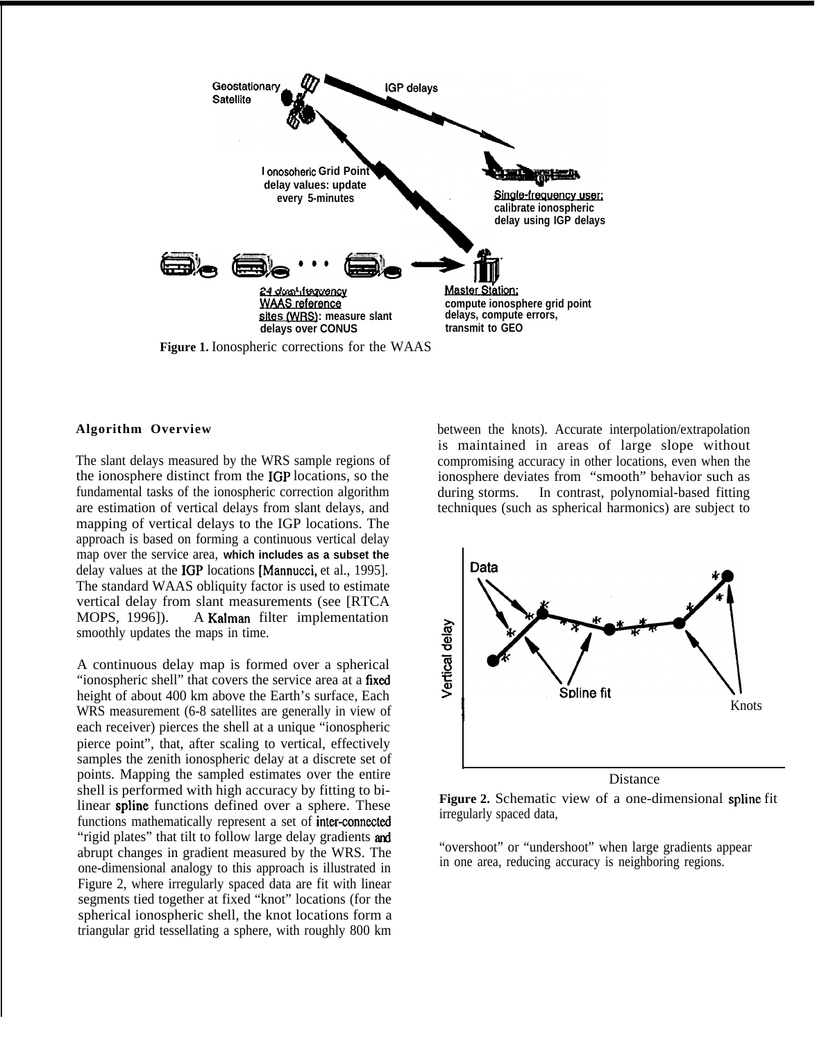**Figure 1.** Ionospheric corrections for the WAAS

**Algorithm Overview**

The slant delays measured by the WRS sample regions of the ionosphere distinct from the IGP locations, so the fundamental tasks of the ionospheric correction algorithm are estimation of vertical delays from slant delays, and mapping of vertical delays to the IGP locations. The approach is based on forming a continuous vertical delay map over the service area, **which includes as a subset the** delay values at the IGP locations [Mannucci, et al., 1995]. The standard WAAS obliquity factor is used to estimate vertical delay from slant measurements (see [RTCA MOPS, 1996]). A Kalman filter implementation smoothly updates the maps in time.

A continuous delay map is formed over a spherical "ionospheric shell" that covers the service area at a fixed height of about 400 km above the Earth's surface, Each WRS measurement (6-8 satellites are generally in view of each receiver) pierces the shell at a unique "ionospheric pierce point", that, after scaling to vertical, effectively samples the zenith ionospheric delay at a discrete set of points. Mapping the sampled estimates over the entire shell is performed with high accuracy by fitting to bi-linear spline functions defined over a sphere. These functions mathematically represent a set of inter-connected "rigid plates" that tilt to follow large delay gradients and abrupt changes in gradient measured by the WRS. The one-dimensional analogy to this approach is illustrated in Figure 2, where irregularly spaced data are fit with linear segments tied together at fixed "knot" locations (for the spherical ionospheric shell, the knot locations form a triangular grid tessellating a sphere, with roughly 800 km between the knots). Accurate interpolation/extrapolation is maintained in areas of large slope without compromising accuracy in other locations, even when the ionosphere deviates from "smooth" behavior such as during storms. In contrast, polynomial-based fitting techniques (such as spherical harmonics) are subject to "overshoot" or "undershoot" when large gradients appear in one area, reducing accuracy is neighboring regions.

**Figure 2.** Schematic view of a one-dimensional spline fit irregularly spaced data,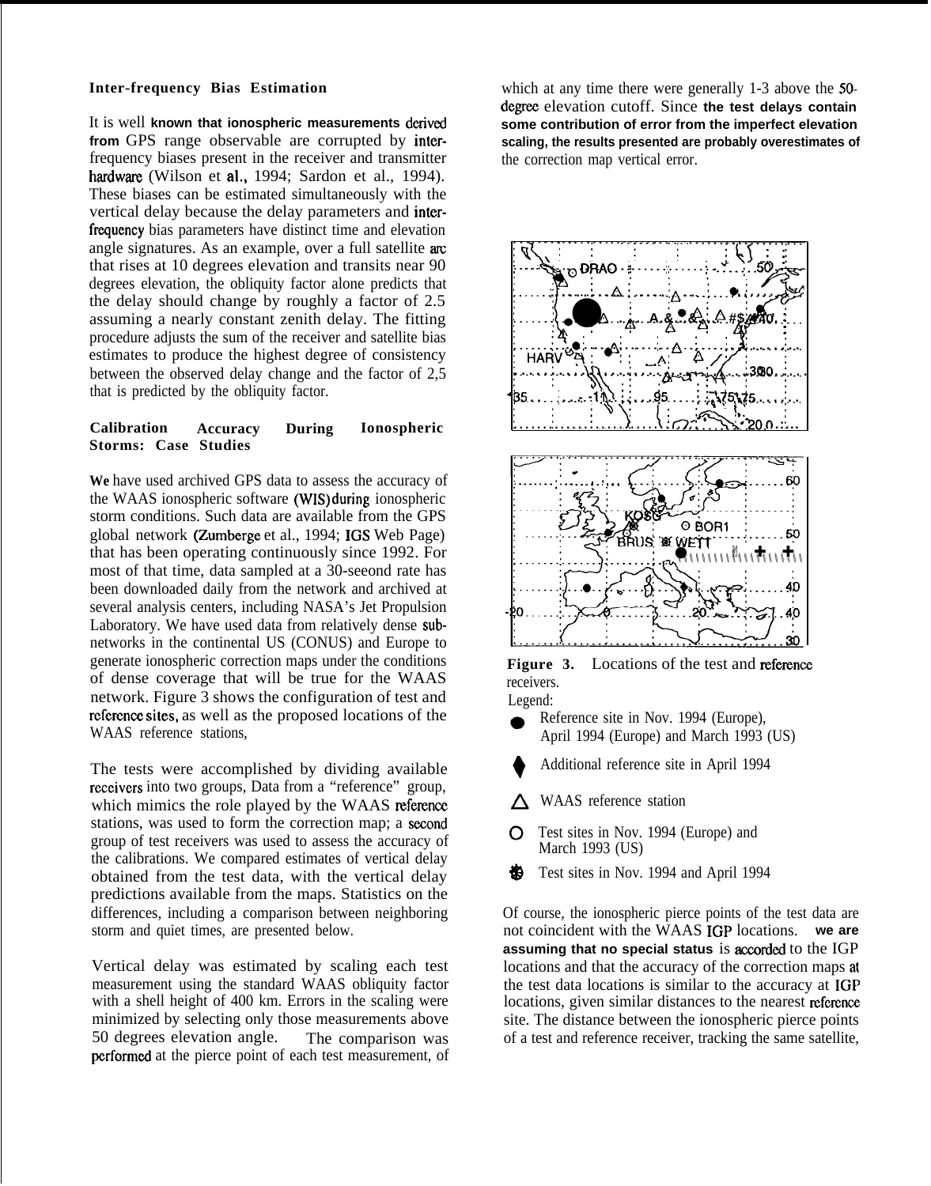### Inter-frequency Bias Estimation

It is well known that ionospheric measurements derived from GPS range observable are corrupted by inter-frequency biases present in the receiver and transmitter hardware (Wilson et al., 1994; Sardon et al., 1994). These biases can be estimated simultaneously with the vertical delay because the delay parameters and inter-frequency bias parameters have distinct time and elevation angle signatures. As an example, over a full satellite arc that rises at 10 degrees elevation and transits near 90 degrees elevation, the obliquity factor alone predicts that the delay should change by roughly a factor of 2.5 assuming a nearly constant zenith delay. The fitting procedure adjusts the sum of the receiver and satellite bias estimates to produce the highest degree of consistency between the observed delay change and the factor of 2,5 that is predicted by the obliquity factor.

### Calibration Accuracy During Ionospheric Storms: Case Studies

We have used archived GPS data to assess the accuracy of the WAAS ionospheric software (WIS) during ionospheric storm conditions. Such data are available from the GPS global network (Zumberge et al., 1994; IGS Web Page) that has been operating continuously since 1992. For most of that time, data sampled at a 30-seeond rate has been downloaded daily from the network and archived at several analysis centers, including NASA's Jet Propulsion Laboratory. We have used data from relatively dense sub-networks in the continental US (CONUS) and Europe to generate ionospheric correction maps under the conditions of dense coverage that will be true for the WAAS network. Figure 3 shows the configuration of test and reference sites, as well as the proposed locations of the WAAS reference stations,

The tests were accomplished by dividing available receivers into two groups, Data from a "reference" group, which mimics the role played by the WAAS reference stations, was used to form the correction map; a second group of test receivers was used to assess the accuracy of the calibrations. We compared estimates of vertical delay obtained from the test data, with the vertical delay predictions available from the maps. Statistics on the differences, including a comparison between neighboring storm and quiet times, are presented below.

Vertical delay was estimated by scaling each test measurement using the standard WAAS obliquity factor with a shell height of 400 km. Errors in the scaling were minimized by selecting only those measurements above 50 degrees elevation angle. The comparison was performed at the pierce point of each test measurement, of which at any time there were generally 1-3 above the 50-degree elevation cutoff. Since the test delays contain some contribution of error from the imperfect elevation scaling, the results presented are probably overestimates of the correction map vertical error.

**Figure 3.** Locations of the test and reference receivers.

Legend:

- ● Reference site in Nov. 1994 (Europe), April 1994 (Europe) and March 1993 (US)
- ♦ Additional reference site in April 1994
- △ WAAS reference station
- ○ Test sites in Nov. 1994 (Europe) and March 1993 (US)
- ✲ Test sites in Nov. 1994 and April 1994

Of course, the ionospheric pierce points of the test data are not coincident with the WAAS IGP locations. we are assuming that no special status is accorded to the IGP locations and that the accuracy of the correction maps at the test data locations is similar to the accuracy at IGP locations, given similar distances to the nearest reference site. The distance between the ionospheric pierce points of a test and reference receiver, tracking the same satellite,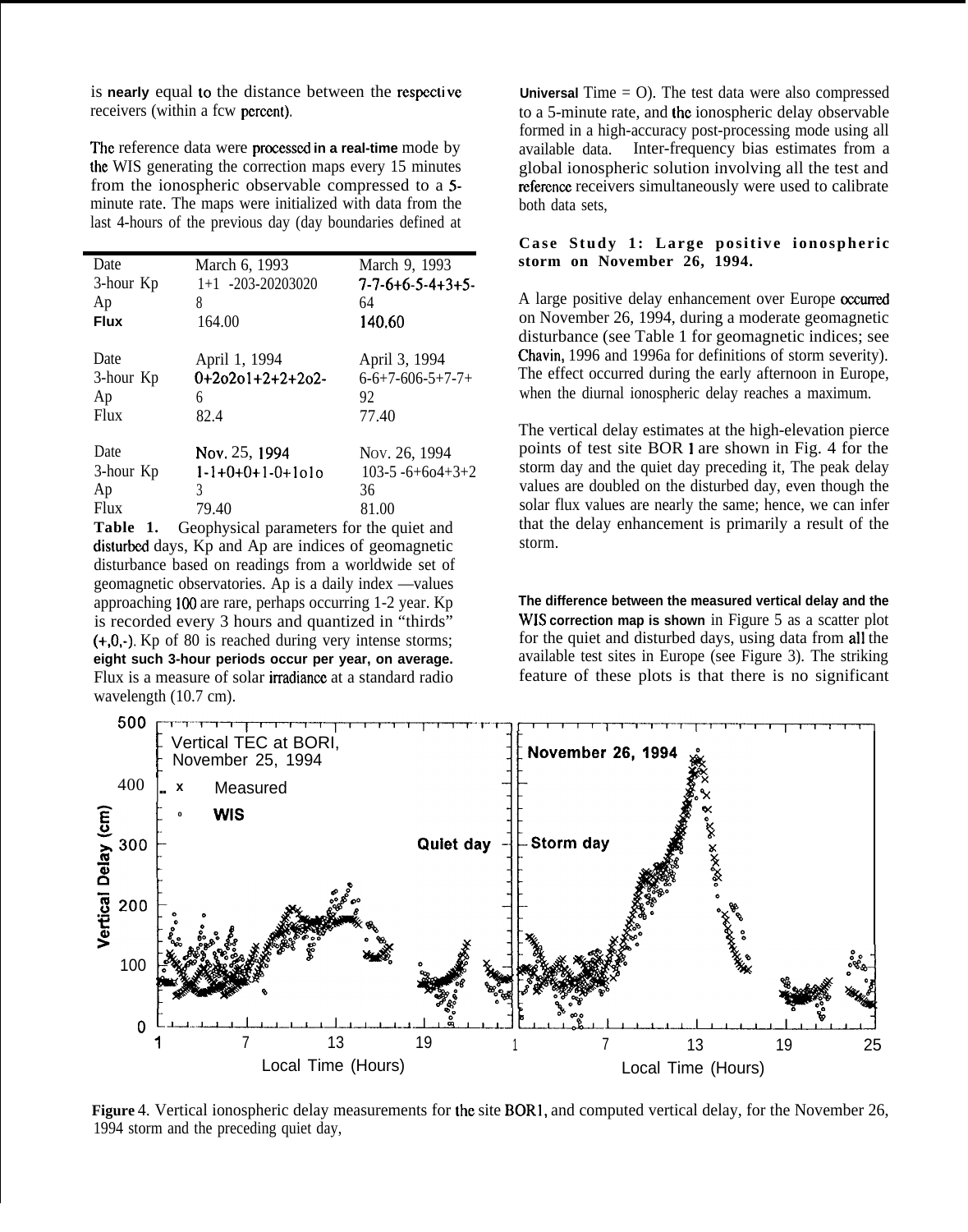is nearly equal to the distance between the respective receivers (within a few percent).

The reference data were processed in a real-time mode by the WIS generating the correction maps every 15 minutes from the ionospheric observable compressed to a 5-minute rate. The maps were initialized with data from the last 4-hours of the previous day (day boundaries defined at Universal Time = O). The test data were also compressed to a 5-minute rate, and the ionospheric delay observable formed in a high-accuracy post-processing mode using all available data. Inter-frequency bias estimates from a global ionospheric solution involving all the test and reference receivers simultaneously were used to calibrate both data sets,

| Date | March 6, 1993 | March 9, 1993 |
|---|---|---|
| 3-hour Kp | 1+1 -203-20203020 | 7-7-6+6-5-4+3+5- |
| Ap | 8 | 64 |
| **Flux** | 164.00 | 140.60 |
| Date | April 1, 1994 | April 3, 1994 |
| 3-hour Kp | 0+2o2o1+2+2+2o2- | 6-6+7-606-5+7-7+ |
| Ap | 6 | 92 |
| Flux | 82.4 | 77.40 |
| Date | Nov. 25, 1994 | Nov. 26, 1994 |
| 3-hour Kp | 1-1+0+0+1-0+1o1o | 103-5 -6+6o4+3+2 |
| Ap | 3 | 36 |
| Flux | 79.40 | 81.00 |

**Table 1.** Geophysical parameters for the quiet and disturbed days, Kp and Ap are indices of geomagnetic disturbance based on readings from a worldwide set of geomagnetic observatories. Ap is a daily index —values approaching 100 are rare, perhaps occurring 1-2 year. Kp is recorded every 3 hours and quantized in "thirds" (+,0,-). Kp of 80 is reached during very intense storms; eight such 3-hour periods occur per year, on average. Flux is a measure of solar irradiance at a standard radio wavelength (10.7 cm).

**Case Study 1: Large positive ionospheric storm on November 26, 1994.**

A large positive delay enhancement over Europe occurred on November 26, 1994, during a moderate geomagnetic disturbance (see Table 1 for geomagnetic indices; see Chavin, 1996 and 1996a for definitions of storm severity). The effect occurred during the early afternoon in Europe, when the diurnal ionospheric delay reaches a maximum.

The vertical delay estimates at the high-elevation pierce points of test site BOR 1 are shown in Fig. 4 for the storm day and the quiet day preceding it, The peak delay values are doubled on the disturbed day, even though the solar flux values are nearly the same; hence, we can infer that the delay enhancement is primarily a result of the storm.

The difference between the measured vertical delay and the WIS correction map is shown in Figure 5 as a scatter plot for the quiet and disturbed days, using data from all the available test sites in Europe (see Figure 3). The striking feature of these plots is that there is no significant

**Figure 4.** Vertical ionospheric delay measurements for the site BOR1, and computed vertical delay, for the November 26, 1994 storm and the preceding quiet day,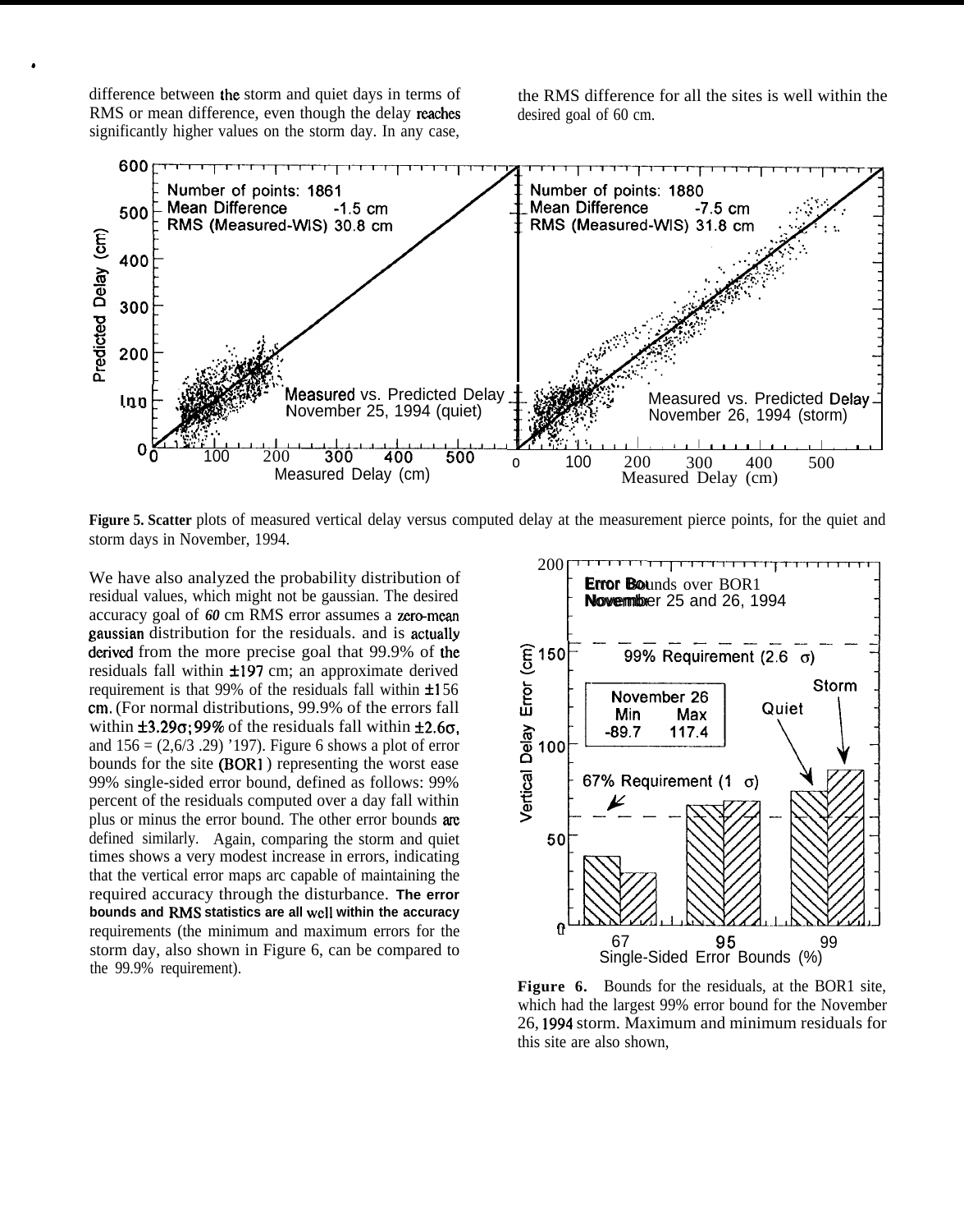difference between the storm and quiet days in terms of RMS or mean difference, even though the delay reaches significantly higher values on the storm day. In any case, the RMS difference for all the sites is well within the desired goal of 60 cm.

**Figure 5. Scatter** plots of measured vertical delay versus computed delay at the measurement pierce points, for the quiet and storm days in November, 1994.

We have also analyzed the probability distribution of residual values, which might not be gaussian. The desired accuracy goal of *60* cm RMS error assumes a zero-mean gaussian distribution for the residuals. and is actually derived from the more precise goal that 99.9% of the residuals fall within ±197 cm; an approximate derived requirement is that 99% of the residuals fall within ±156 cm. (For normal distributions, 99.9% of the errors fall within $\pm 3.29\sigma$; 99% of the residuals fall within $\pm 2.6\sigma$, and 156 = (2,6/3 .29) '197). Figure 6 shows a plot of error bounds for the site (BOR1) representing the worst ease 99% single-sided error bound, defined as follows: 99% percent of the residuals computed over a day fall within plus or minus the error bound. The other error bounds are defined similarly. Again, comparing the storm and quiet times shows a very modest increase in errors, indicating that the vertical error maps arc capable of maintaining the required accuracy through the disturbance. **The error bounds and RMS statistics are all well within the accuracy** requirements (the minimum and maximum errors for the storm day, also shown in Figure 6, can be compared to the 99.9% requirement).

**Figure 6.** Bounds for the residuals, at the BOR1 site, which had the largest 99% error bound for the November 26, 1994 storm. Maximum and minimum residuals for this site are also shown,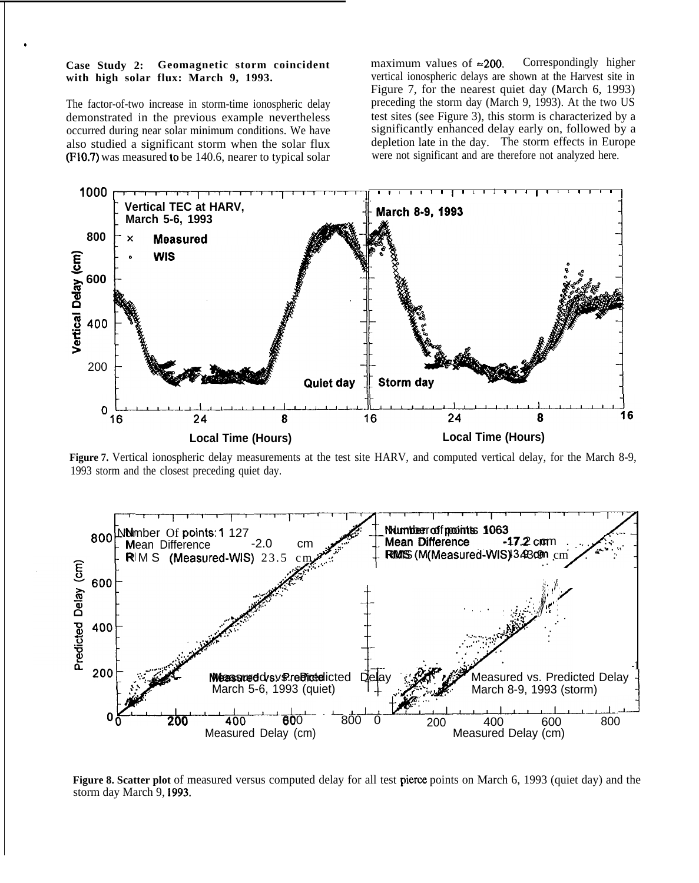**Case Study 2: Geomagnetic storm coincident with high solar flux: March 9, 1993.**

The factor-of-two increase in storm-time ionospheric delay demonstrated in the previous example nevertheless occurred during near solar minimum conditions. We have also studied a significant storm when the solar flux (F10.7) was measured to be 140.6, nearer to typical solar maximum values of ≈200. Correspondingly higher vertical ionospheric delays are shown at the Harvest site in Figure 7, for the nearest quiet day (March 6, 1993) preceding the storm day (March 9, 1993). At the two US test sites (see Figure 3), this storm is characterized by a significantly enhanced delay early on, followed by a depletion late in the day. The storm effects in Europe were not significant and are therefore not analyzed here.

**Figure 7.** Vertical ionospheric delay measurements at the test site HARV, and computed vertical delay, for the March 8-9, 1993 storm and the closest preceding quiet day.

**Figure 8. Scatter plot** of measured versus computed delay for all test pierce points on March 6, 1993 (quiet day) and the storm day March 9, 1993.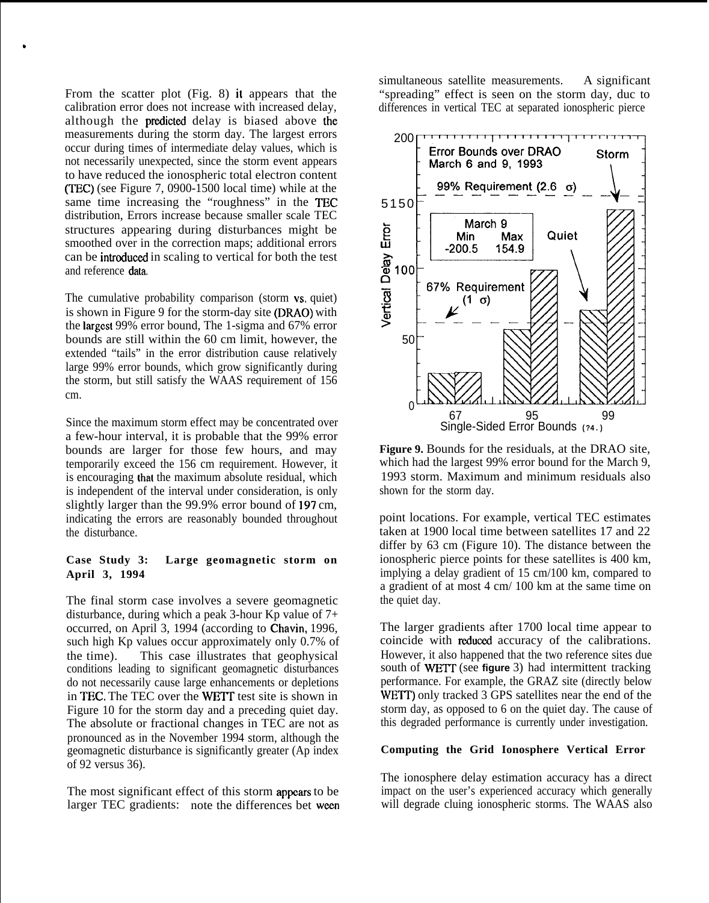From the scatter plot (Fig. 8) it appears that the calibration error does not increase with increased delay, although the predicted delay is biased above the measurements during the storm day. The largest errors occur during times of intermediate delay values, which is not necessarily unexpected, since the storm event appears to have reduced the ionospheric total electron content (TEC) (see Figure 7, 0900-1500 local time) while at the same time increasing the "roughness" in the TEC distribution, Errors increase because smaller scale TEC structures appearing during disturbances might be smoothed over in the correction maps; additional errors can be introduced in scaling to vertical for both the test and reference data.

The cumulative probability comparison (storm vs. quiet) is shown in Figure 9 for the storm-day site (DRAO) with the largest 99% error bound, The 1-sigma and 67% error bounds are still within the 60 cm limit, however, the extended "tails" in the error distribution cause relatively large 99% error bounds, which grow significantly during the storm, but still satisfy the WAAS requirement of 156 cm.

Since the maximum storm effect may be concentrated over a few-hour interval, it is probable that the 99% error bounds are larger for those few hours, and may temporarily exceed the 156 cm requirement. However, it is encouraging that the maximum absolute residual, which is independent of the interval under consideration, is only slightly larger than the 99.9% error bound of 197 cm, indicating the errors are reasonably bounded throughout the disturbance.

**Case Study 3: Large geomagnetic storm on April 3, 1994**

The final storm case involves a severe geomagnetic disturbance, during which a peak 3-hour Kp value of 7+ occurred, on April 3, 1994 (according to Chavin, 1996, such high Kp values occur approximately only 0.7% of the time). This case illustrates that geophysical conditions leading to significant geomagnetic disturbances do not necessarily cause large enhancements or depletions in TEC. The TEC over the WETT test site is shown in Figure 10 for the storm day and a preceding quiet day. The absolute or fractional changes in TEC are not as pronounced as in the November 1994 storm, although the geomagnetic disturbance is significantly greater (Ap index of 92 versus 36).

The most significant effect of this storm appears to be larger TEC gradients: note the differences between simultaneous satellite measurements. A significant "spreading" effect is seen on the storm day, due to differences in vertical TEC at separated ionospheric pierce point locations. For example, vertical TEC estimates taken at 1900 local time between satellites 17 and 22 differ by 63 cm (Figure 10). The distance between the ionospheric pierce points for these satellites is 400 km, implying a delay gradient of 15 cm/100 km, compared to a gradient of at most 4 cm/ 100 km at the same time on the quiet day.

Error Bounds over DRAO March 6 and 9, 1993 — Vertical Delay Error vs. Single-Sided Error Bounds (%): 67, 95, 99. Labels: Storm; Quiet; 99% Requirement (2.6 σ); 67% Requirement (1 σ); March 9 Min -200.5, Max 154.9.

**Figure 9.** Bounds for the residuals, at the DRAO site, which had the largest 99% error bound for the March 9, 1993 storm. Maximum and minimum residuals also shown for the storm day.

The larger gradients after 1700 local time appear to coincide with reduced accuracy of the calibrations. However, it also happened that the two reference sites due south of WETT (see figure 3) had intermittent tracking performance. For example, the GRAZ site (directly below WETT) only tracked 3 GPS satellites near the end of the storm day, as opposed to 6 on the quiet day. The cause of this degraded performance is currently under investigation.

**Computing the Grid Ionosphere Vertical Error**

The ionosphere delay estimation accuracy has a direct impact on the user's experienced accuracy which generally will degrade during ionospheric storms. The WAAS also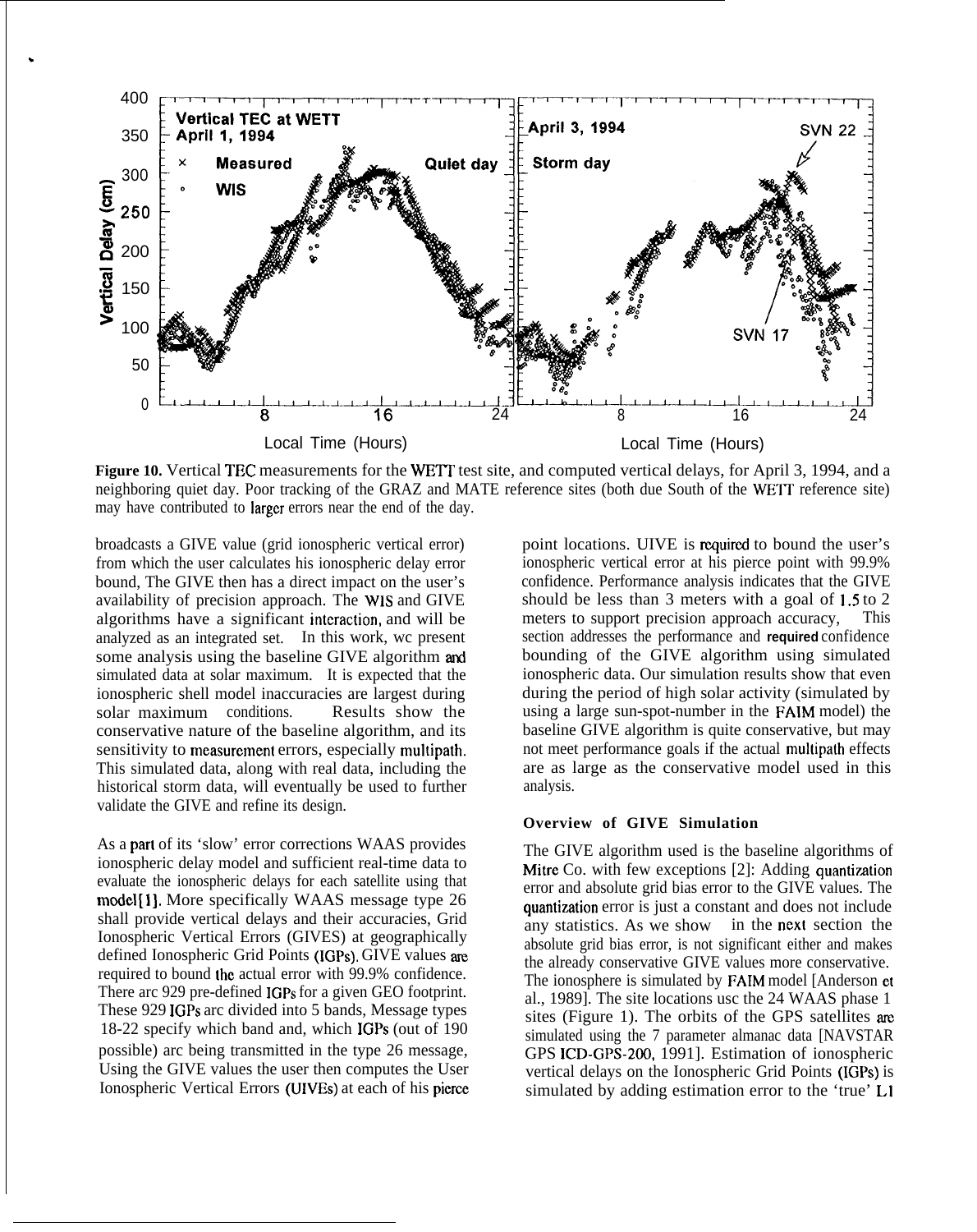**Figure 10.** Vertical TEC measurements for the WETT test site, and computed vertical delays, for April 3, 1994, and a neighboring quiet day. Poor tracking of the GRAZ and MATE reference sites (both due South of the WETT reference site) may have contributed to larger errors near the end of the day.

broadcasts a GIVE value (grid ionospheric vertical error) from which the user calculates his ionospheric delay error bound, The GIVE then has a direct impact on the user's availability of precision approach. The WIS and GIVE algorithms have a significant interaction, and will be analyzed as an integrated set. In this work, wc present some analysis using the baseline GIVE algorithm and simulated data at solar maximum. It is expected that the ionospheric shell model inaccuracies are largest during solar maximum conditions. Results show the conservative nature of the baseline algorithm, and its sensitivity to measurement errors, especially multipath. This simulated data, along with real data, including the historical storm data, will eventually be used to further validate the GIVE and refine its design.

As a part of its 'slow' error corrections WAAS provides ionospheric delay model and sufficient real-time data to evaluate the ionospheric delays for each satellite using that model[1]. More specifically WAAS message type 26 shall provide vertical delays and their accuracies, Grid Ionospheric Vertical Errors (GIVES) at geographically defined Ionospheric Grid Points (IGPs). GIVE values are required to bound the actual error with 99.9% confidence. There arc 929 pre-defined IGPs for a given GEO footprint. These 929 IGPs arc divided into 5 bands, Message types 18-22 specify which band and, which IGPs (out of 190 possible) arc being transmitted in the type 26 message, Using the GIVE values the user then computes the User Ionospheric Vertical Errors (UIVEs) at each of his pierce point locations. UIVE is required to bound the user's ionospheric vertical error at his pierce point with 99.9% confidence. Performance analysis indicates that the GIVE should be less than 3 meters with a goal of 1.5 to 2 meters to support precision approach accuracy, This section addresses the performance and **required** confidence bounding of the GIVE algorithm using simulated ionospheric data. Our simulation results show that even during the period of high solar activity (simulated by using a large sun-spot-number in the FAIM model) the baseline GIVE algorithm is quite conservative, but may not meet performance goals if the actual multipath effects are as large as the conservative model used in this analysis.

### Overview of GIVE Simulation

The GIVE algorithm used is the baseline algorithms of Mitre Co. with few exceptions [2]: Adding quantization error and absolute grid bias error to the GIVE values. The quantization error is just a constant and does not include any statistics. As we show in the next section the absolute grid bias error, is not significant either and makes the already conservative GIVE values more conservative. The ionosphere is simulated by FAIM model [Anderson et al., 1989]. The site locations usc the 24 WAAS phase 1 sites (Figure 1). The orbits of the GPS satellites are simulated using the 7 parameter almanac data [NAVSTAR GPS ICD-GPS-200, 1991]. Estimation of ionospheric vertical delays on the Ionospheric Grid Points (IGPs) is simulated by adding estimation error to the 'true' L1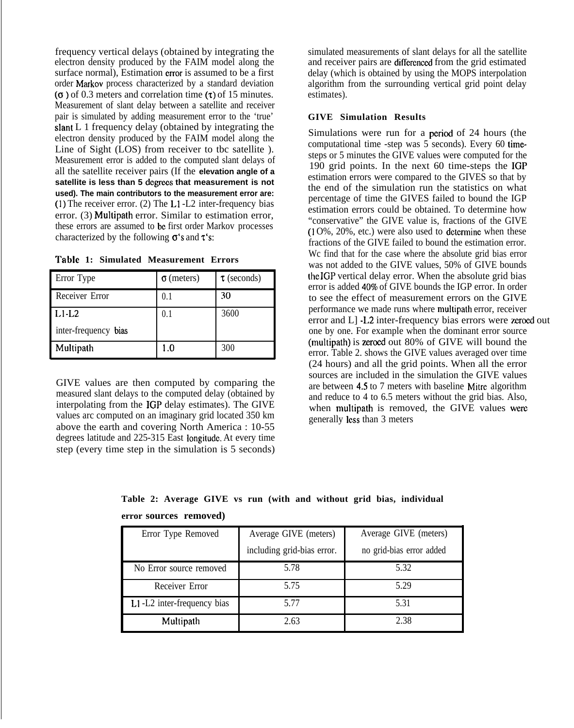frequency vertical delays (obtained by integrating the electron density produced by the FAIM model along the surface normal), Estimation error is assumed to be a first order Markov process characterized by a standard deviation ($\sigma$) of 0.3 meters and correlation time ($\tau$) of 15 minutes. Measurement of slant delay between a satellite and receiver pair is simulated by adding measurement error to the 'true' slant L 1 frequency delay (obtained by integrating the electron density produced by the FAIM model along the Line of Sight (LOS) from receiver to tbc satellite ). Measurement error is added to the computed slant delays of all the satellite receiver pairs (If the **elevation angle of a satellite is less than 5 degrees that measurement is not used). The main contributors to the measurement error are:** (1) The receiver error. (2) The L1 -L2 inter-frequency bias error. (3) Multipath error. Similar to estimation error, these errors are assumed to be first order Markov processes characterized by the following $\sigma$'s and $\tau$'s:

**Table 1: Simulated Measurement Errors**

| Error Type | $\sigma$ (meters) | $\tau$ (seconds) |
|---|---|---|
| Receiver Error | 0.1 | 30 |
| L1-L2 inter-frequency bias | 0.1 | 3600 |
| Multipath | 1.0 | 300 |

GIVE values are then computed by comparing the measured slant delays to the computed delay (obtained by interpolating from the IGP delay estimates). The GIVE values arc computed on an imaginary grid located 350 km above the earth and covering North America : 10-55 degrees latitude and 225-315 East longitude. At every time step (every time step in the simulation is 5 seconds) simulated measurements of slant delays for all the satellite and receiver pairs are differenced from the grid estimated delay (which is obtained by using the MOPS interpolation algorithm from the surrounding vertical grid point delay estimates).

**GIVE Simulation Results**

Simulations were run for a period of 24 hours (the computational time -step was 5 seconds). Every 60 time-steps or 5 minutes the GIVE values were computed for the 190 grid points. In the next 60 time-steps the IGP estimation errors were compared to the GIVES so that by the end of the simulation run the statistics on what percentage of time the GIVES failed to bound the IGP estimation errors could be obtained. To determine how "conservative" the GIVE value is, fractions of the GIVE (10%, 20%, etc.) were also used to determine when these fractions of the GIVE failed to bound the estimation error. Wc find that for the case where the absolute grid bias error was not added to the GIVE values, 50% of GIVE bounds the IGP vertical delay error. When the absolute grid bias error is added 40% of GIVE bounds the IGP error. In order to see the effect of measurement errors on the GIVE performance we made runs where multipath error, receiver error and L1-L2 inter-frequency bias errors were zeroed out one by one. For example when the dominant error source (multipath) is zeroed out 80% of GIVE will bound the error. Table 2. shows the GIVE values averaged over time (24 hours) and all the grid points. When all the error sources are included in the simulation the GIVE values are between 4.5 to 7 meters with baseline Mitre algorithm and reduce to 4 to 6.5 meters without the grid bias. Also, when multipath is removed, the GIVE values were generally less than 3 meters

**Table 2: Average GIVE vs run (with and without grid bias, individual error sources removed)**

| Error Type Removed | Average GIVE (meters) including grid-bias error. | Average GIVE (meters) no grid-bias error added |
|---|---|---|
| No Error source removed | 5.78 | 5.32 |
| Receiver Error | 5.75 | 5.29 |
| L1 -L2 inter-frequency bias | 5.77 | 5.31 |
| Multipath | 2.63 | 2.38 |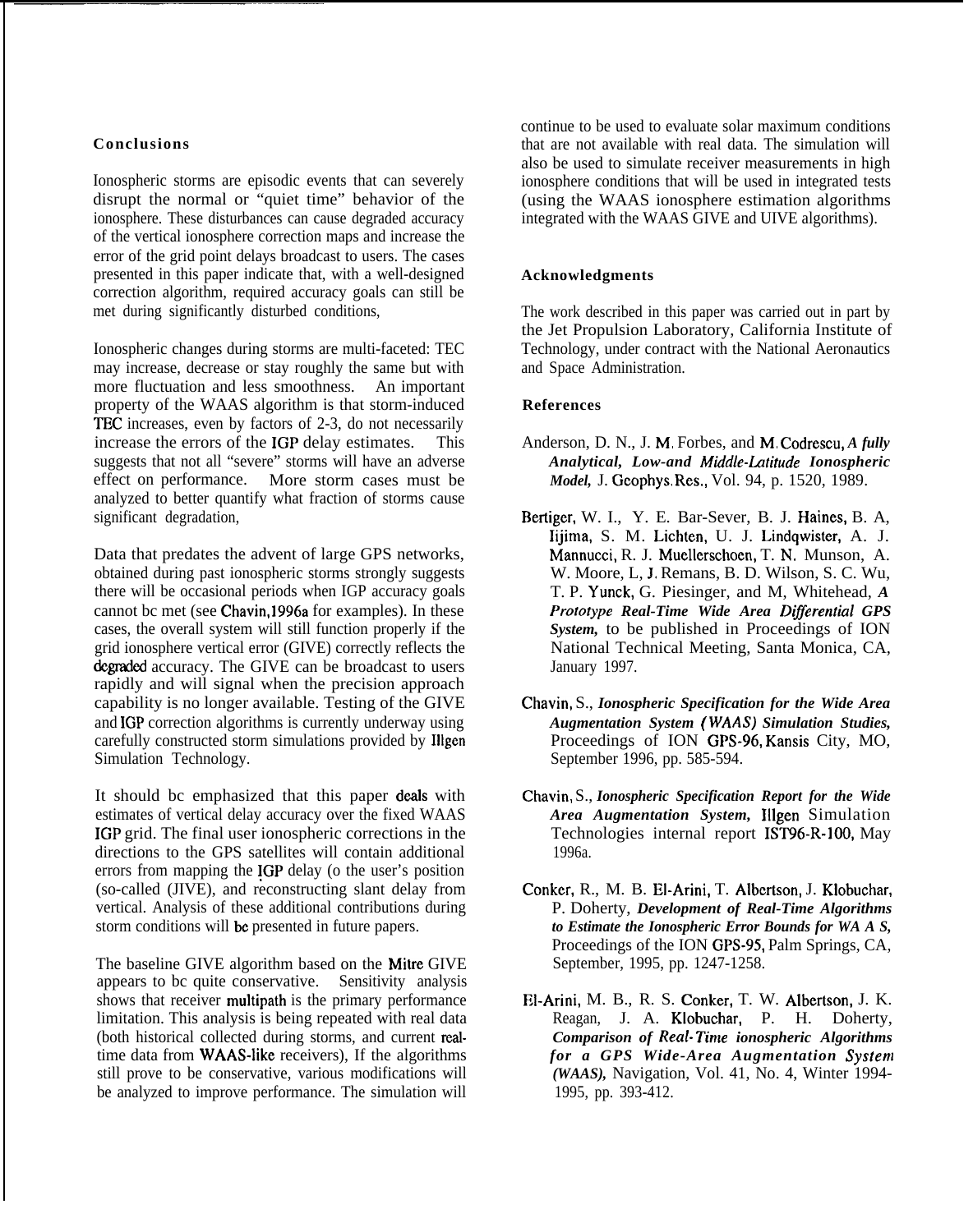## Conclusions

Ionospheric storms are episodic events that can severely disrupt the normal or "quiet time" behavior of the ionosphere. These disturbances can cause degraded accuracy of the vertical ionosphere correction maps and increase the error of the grid point delays broadcast to users. The cases presented in this paper indicate that, with a well-designed correction algorithm, required accuracy goals can still be met during significantly disturbed conditions,

Ionospheric changes during storms are multi-faceted: TEC may increase, decrease or stay roughly the same but with more fluctuation and less smoothness. An important property of the WAAS algorithm is that storm-induced TEC increases, even by factors of 2-3, do not necessarily increase the errors of the IGP delay estimates. This suggests that not all "severe" storms will have an adverse effect on performance. More storm cases must be analyzed to better quantify what fraction of storms cause significant degradation,

Data that predates the advent of large GPS networks, obtained during past ionospheric storms strongly suggests there will be occasional periods when IGP accuracy goals cannot bc met (see Chavin,1996a for examples). In these cases, the overall system will still function properly if the grid ionosphere vertical error (GIVE) correctly reflects the degraded accuracy. The GIVE can be broadcast to users rapidly and will signal when the precision approach capability is no longer available. Testing of the GIVE and IGP correction algorithms is currently underway using carefully constructed storm simulations provided by Illgen Simulation Technology.

It should bc emphasized that this paper deals with estimates of vertical delay accuracy over the fixed WAAS IGP grid. The final user ionospheric corrections in the directions to the GPS satellites will contain additional errors from mapping the IGP delay (o the user's position (so-called (JIVE), and reconstructing slant delay from vertical. Analysis of these additional contributions during storm conditions will be presented in future papers.

The baseline GIVE algorithm based on the Mitre GIVE appears to bc quite conservative. Sensitivity analysis shows that receiver multipath is the primary performance limitation. This analysis is being repeated with real data (both historical collected during storms, and current real-time data from WAAS-like receivers), If the algorithms still prove to be conservative, various modifications will be analyzed to improve performance. The simulation will continue to be used to evaluate solar maximum conditions that are not available with real data. The simulation will also be used to simulate receiver measurements in high ionosphere conditions that will be used in integrated tests (using the WAAS ionosphere estimation algorithms integrated with the WAAS GIVE and UIVE algorithms).

## Acknowledgments

The work described in this paper was carried out in part by the Jet Propulsion Laboratory, California Institute of Technology, under contract with the National Aeronautics and Space Administration.

## References

Anderson, D. N., J. M. Forbes, and M. Codrescu, ***A fully Analytical, Low-and Middle-Latitude Ionospheric Model,*** J. Geophys. Res., Vol. 94, p. 1520, 1989.

Bertiger, W. I., Y. E. Bar-Sever, B. J. Haines, B. A, Iijima, S. M. Lichten, U. J. Lindqwister, A. J. Mannucci, R. J. Muellerschoen, T. N. Munson, A. W. Moore, L, J. Remans, B. D. Wilson, S. C. Wu, T. P. Yunck, G. Piesinger, and M, Whitehead, ***A Prototype Real-Time Wide Area Differential GPS System,*** to be published in Proceedings of ION National Technical Meeting, Santa Monica, CA, January 1997.

Chavin, S., ***Ionospheric Specification for the Wide Area Augmentation System (WAAS) Simulation Studies,*** Proceedings of ION GPS-96, Kansis City, MO, September 1996, pp. 585-594.

Chavin, S., ***Ionospheric Specification Report for the Wide Area Augmentation System,*** Illgen Simulation Technologies internal report IST96-R-100, May 1996a.

Conker, R., M. B. El-Arini, T. Albertson, J. Klobuchar, P. Doherty, ***Development of Real-Time Algorithms to Estimate the Ionospheric Error Bounds for WA A S,*** Proceedings of the ION GPS-95, Palm Springs, CA, September, 1995, pp. 1247-1258.

El-Arini, M. B., R. S. Conker, T. W. Albertson, J. K. Reagan, J. A. Klobuchar, P. H. Doherty, ***Comparison of Real-Time ionospheric Algorithms for a GPS Wide-Area Augmentation System (WAAS),*** Navigation, Vol. 41, No. 4, Winter 1994-1995, pp. 393-412.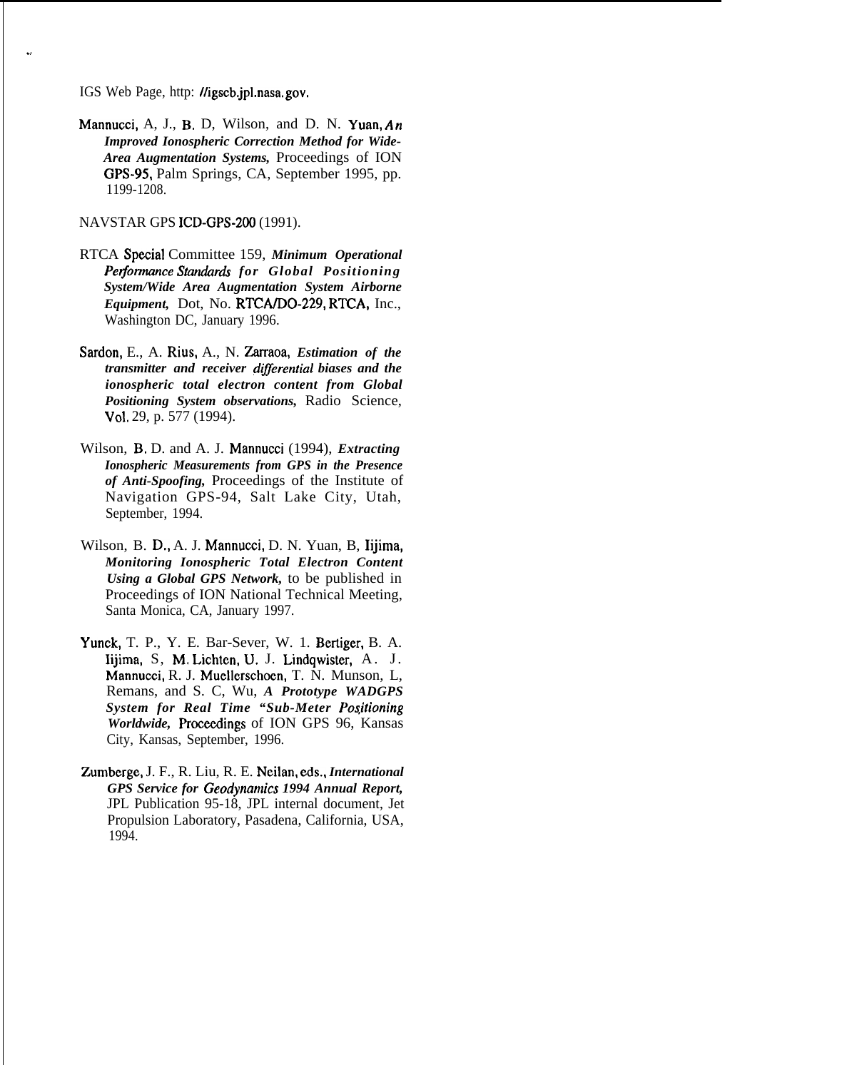IGS Web Page, http: //igscb.jpl.nasa.gov.

Mannucci, A, J., B. D, Wilson, and D. N. Yuan, ***An Improved Ionospheric Correction Method for Wide-Area Augmentation Systems,*** Proceedings of ION GPS-95, Palm Springs, CA, September 1995, pp. 1199-1208.

NAVSTAR GPS ICD-GPS-200 (1991).

RTCA Special Committee 159, ***Minimum Operational Performance Standards for Global Positioning System/Wide Area Augmentation System Airborne Equipment,*** Dot, No. RTCA/DO-229, RTCA, Inc., Washington DC, January 1996.

Sardon, E., A. Rius, A., N. Zarraoa, ***Estimation of the transmitter and receiver differential biases and the ionospheric total electron content from Global Positioning System observations,*** Radio Science, Vol. 29, p. 577 (1994).

Wilson, B. D. and A. J. Mannucci (1994), ***Extracting Ionospheric Measurements from GPS in the Presence of Anti-Spoofing,*** Proceedings of the Institute of Navigation GPS-94, Salt Lake City, Utah, September, 1994.

Wilson, B. D., A. J. Mannucci, D. N. Yuan, B, Iijima, ***Monitoring Ionospheric Total Electron Content Using a Global GPS Network,*** to be published in Proceedings of ION National Technical Meeting, Santa Monica, CA, January 1997.

Yunck, T. P., Y. E. Bar-Sever, W. 1. Bertiger, B. A. Iijima, S, M. Lichten, U. J. Lindqwister, A. J. Mannucci, R. J. Muellerschoen, T. N. Munson, L, Remans, and S. C, Wu, ***A Prototype WADGPS System for Real Time "Sub-Meter Positioning Worldwide,*** Proceedings of ION GPS 96, Kansas City, Kansas, September, 1996.

Zumberge, J. F., R. Liu, R. E. Neilan, eds., ***International GPS Service for Geodynamics 1994 Annual Report,*** JPL Publication 95-18, JPL internal document, Jet Propulsion Laboratory, Pasadena, California, USA, 1994.